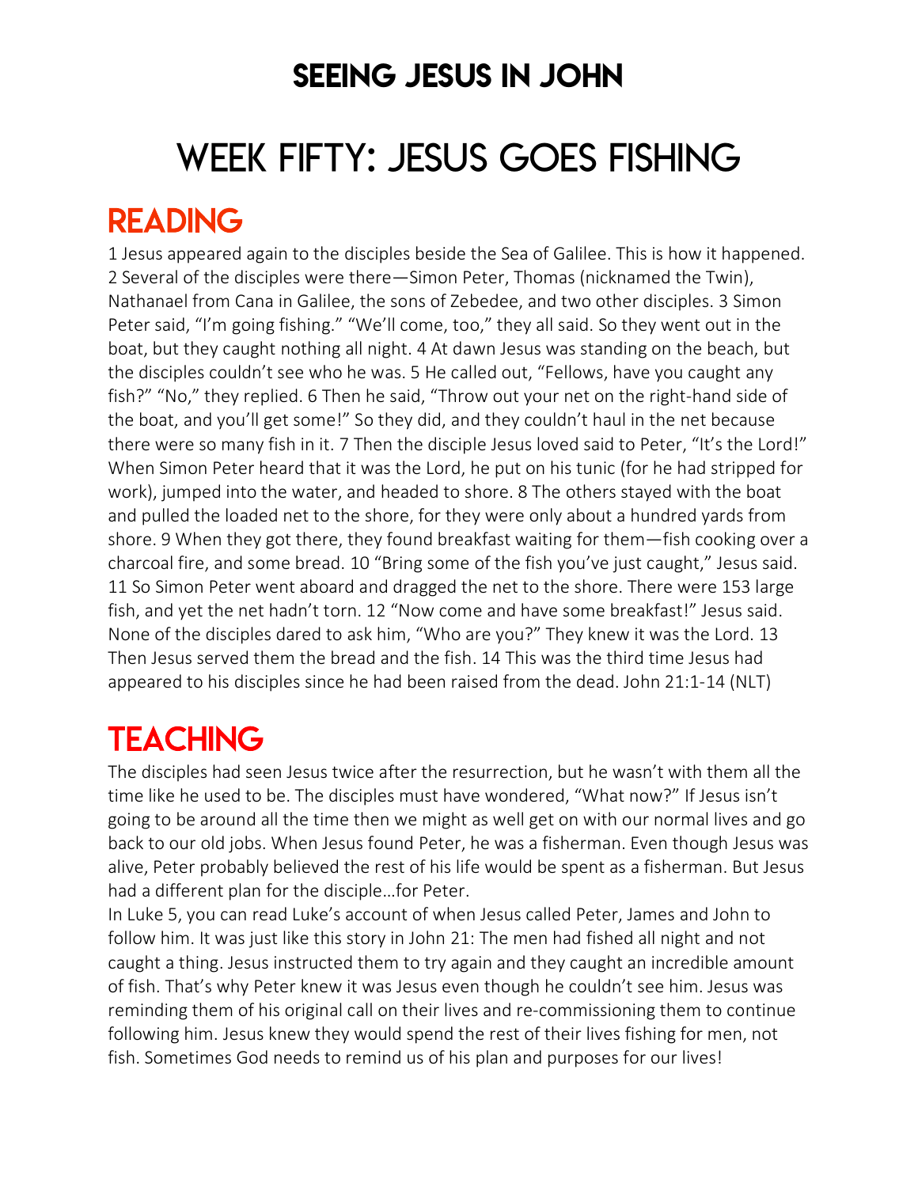# SEEING JESUS IN JOHN

# WEEK FIFTY: JESUS GOES FISHING

## READING

1 Jesus appeared again to the disciples beside the Sea of Galilee. This is how it happened. 2 Several of the disciples were there—Simon Peter, Thomas (nicknamed the Twin), Nathanael from Cana in Galilee, the sons of Zebedee, and two other disciples. 3 Simon Peter said, "I'm going fishing." "We'll come, too," they all said. So they went out in the boat, but they caught nothing all night. 4 At dawn Jesus was standing on the beach, but the disciples couldn't see who he was. 5 He called out, "Fellows, have you caught any fish?" "No," they replied. 6 Then he said, "Throw out your net on the right-hand side of the boat, and you'll get some!" So they did, and they couldn't haul in the net because there were so many fish in it. 7 Then the disciple Jesus loved said to Peter, "It's the Lord!" When Simon Peter heard that it was the Lord, he put on his tunic (for he had stripped for work), jumped into the water, and headed to shore. 8 The others stayed with the boat and pulled the loaded net to the shore, for they were only about a hundred yards from shore. 9 When they got there, they found breakfast waiting for them—fish cooking over a charcoal fire, and some bread. 10 "Bring some of the fish you've just caught," Jesus said. 11 So Simon Peter went aboard and dragged the net to the shore. There were 153 large fish, and yet the net hadn't torn. 12 "Now come and have some breakfast!" Jesus said. None of the disciples dared to ask him, "Who are you?" They knew it was the Lord. 13 Then Jesus served them the bread and the fish. 14 This was the third time Jesus had appeared to his disciples since he had been raised from the dead. John 21:1-14 (NLT)

## TEACHING

The disciples had seen Jesus twice after the resurrection, but he wasn't with them all the time like he used to be. The disciples must have wondered, "What now?" If Jesus isn't going to be around all the time then we might as well get on with our normal lives and go back to our old jobs. When Jesus found Peter, he was a fisherman. Even though Jesus was alive, Peter probably believed the rest of his life would be spent as a fisherman. But Jesus had a different plan for the disciple…for Peter.

In Luke 5, you can read Luke's account of when Jesus called Peter, James and John to follow him. It was just like this story in John 21: The men had fished all night and not caught a thing. Jesus instructed them to try again and they caught an incredible amount of fish. That's why Peter knew it was Jesus even though he couldn't see him. Jesus was reminding them of his original call on their lives and re-commissioning them to continue following him. Jesus knew they would spend the rest of their lives fishing for men, not fish. Sometimes God needs to remind us of his plan and purposes for our lives!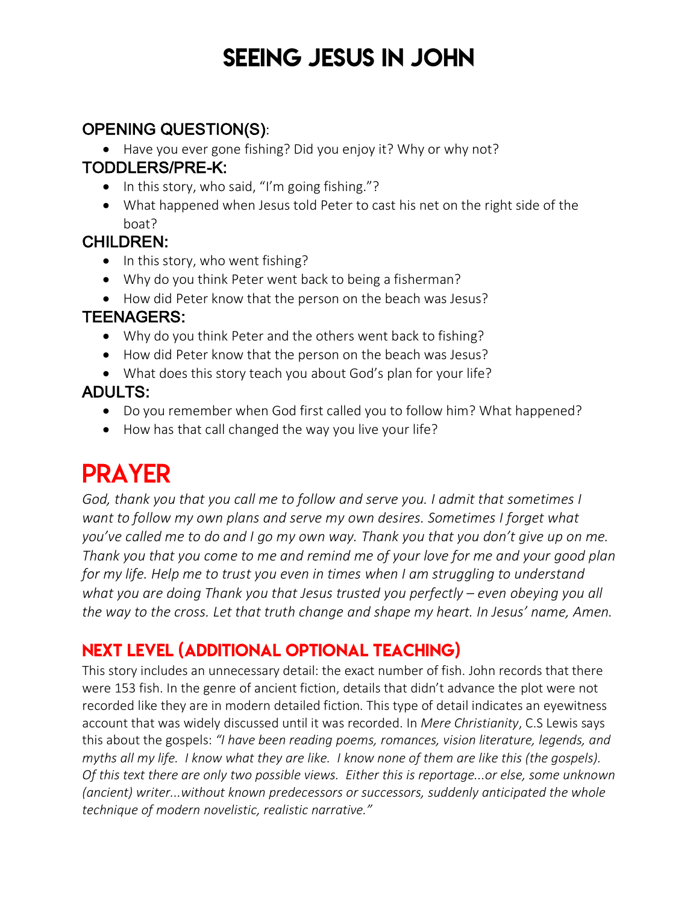# SEEING JESUS IN JOHN

### OPENING QUESTION(S):

- Have you ever gone fishing? Did you enjoy it? Why or why not?

### TODDLERS/PRE-K:

- In this story, who said, "I'm going fishing."?
- What happened when Jesus told Peter to cast his net on the right side of the boat?

### CHILDREN:

- In this story, who went fishing?
- Why do you think Peter went back to being a fisherman?
- How did Peter know that the person on the beach was Jesus?

### TEENAGERS:

- Why do you think Peter and the others went back to fishing?
- How did Peter know that the person on the beach was Jesus?
- What does this story teach you about God's plan for your life?

### ADULTS:

- Do you remember when God first called you to follow him? What happened?
- How has that call changed the way you live your life?

## PRAYER

*God, thank you that you call me to follow and serve you. I admit that sometimes I want to follow my own plans and serve my own desires. Sometimes I forget what you've called me to do and I go my own way. Thank you that you don't give up on me. Thank you that you come to me and remind me of your love for me and your good plan for my life. Help me to trust you even in times when I am struggling to understand what you are doing Thank you that Jesus trusted you perfectly – even obeying you all the way to the cross. Let that truth change and shape my heart. In Jesus' name, Amen.*

### NEXT LEVEL (ADDITIONAL OPTIONAL TEACHING)

This story includes an unnecessary detail: the exact number of fish. John records that there were 153 fish. In the genre of ancient fiction, details that didn't advance the plot were not recorded like they are in modern detailed fiction. This type of detail indicates an eyewitness account that was widely discussed until it was recorded. In *Mere Christianity*, C.S Lewis says this about the gospels: *"I have been reading poems, romances, vision literature, legends, and myths all my life. I know what they are like. I know none of them are like this (the gospels). Of this text there are only two possible views. Either this is reportage...or else, some unknown (ancient) writer...without known predecessors or successors, suddenly anticipated the whole technique of modern novelistic, realistic narrative."*